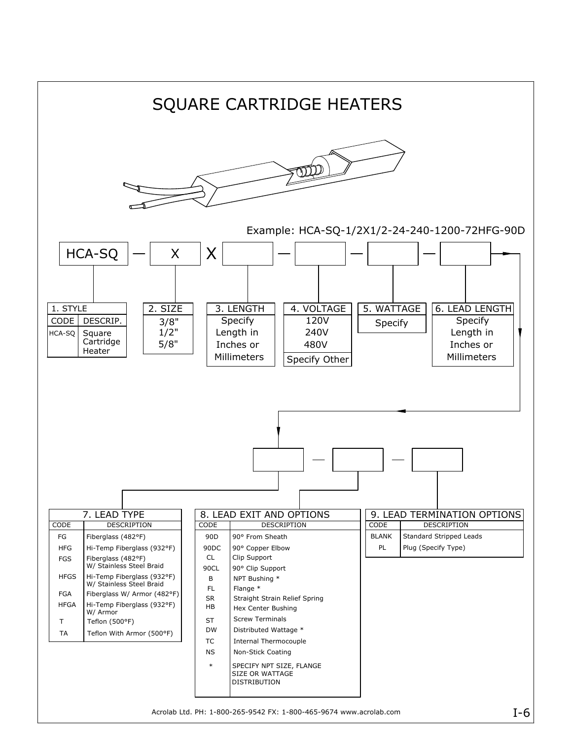# SQUARE CARTRIDGE HEATERS

Example: HCA-SQ-1/2X1/2-24-240-1200-72HFG-90D

HCA-SQ — X X — — —

### 1. STYLE

| CODE | DESCRIP. |
|---|---|
| HCA-SQ | Square Cartridge Heater |

### 2. SIZE

3/8"
1/2"
5/8"

### 3. LENGTH

Specify Length in Inches or Millimeters

### 4. VOLTAGE

120V
240V
480V
Specify Other

### 5. WATTAGE

Specify

### 6. LEAD LENGTH

Specify Length in Inches or Millimeters

### 7. LEAD TYPE

| CODE | DESCRIPTION |
|---|---|
| FG | Fiberglass (482°F) |
| HFG | Hi-Temp Fiberglass (932°F) |
| FGS | Fiberglass (482°F) W/ Stainless Steel Braid |
| HFGS | Hi-Temp Fiberglass (932°F) W/ Stainless Steel Braid |
| FGA | Fiberglass W/ Armor (482°F) |
| HFGA | Hi-Temp Fiberglass (932°F) W/ Armor |
| T | Teflon (500°F) |
| TA | Teflon With Armor (500°F) |

### 8. LEAD EXIT AND OPTIONS

| CODE | DESCRIPTION |
|---|---|
| 90D | 90° From Sheath |
| 90DC | 90° Copper Elbow |
| CL | Clip Support |
| 90CL | 90° Clip Support |
| B | NPT Bushing * |
| FL | Flange * |
| SR | Straight Strain Relief Spring |
| HB | Hex Center Bushing |
| ST | Screw Terminals |
| DW | Distributed Wattage * |
| TC | Internal Thermocouple |
| NS | Non-Stick Coating |
| * | SPECIFY NPT SIZE, FLANGE SIZE OR WATTAGE DISTRIBUTION |

### 9. LEAD TERMINATION OPTIONS

| CODE | DESCRIPTION |
|---|---|
| BLANK | Standard Stripped Leads |
| PL | Plug (Specify Type) |

Acrolab Ltd. PH: 1-800-265-9542 FX: 1-800-465-9674 www.acrolab.com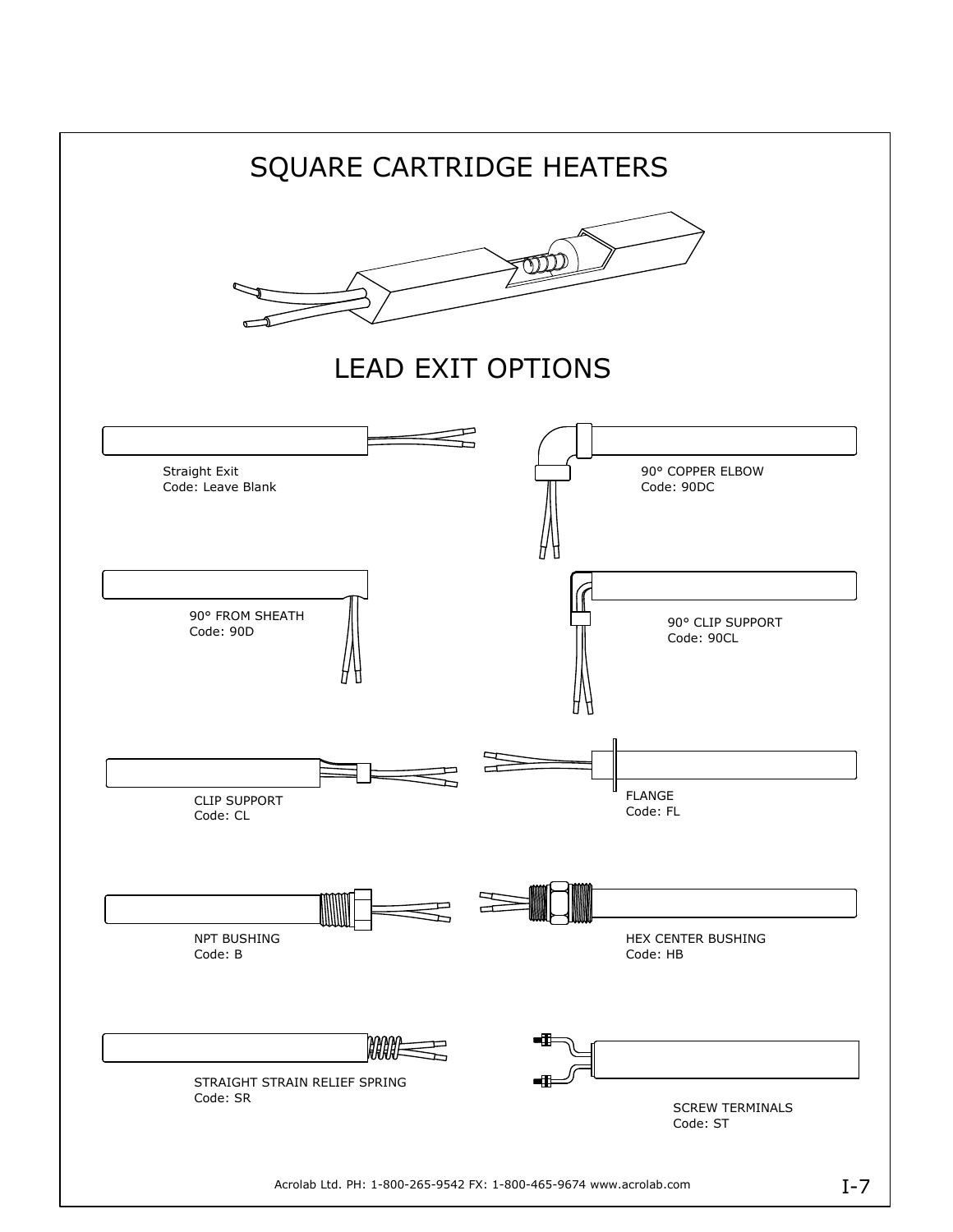# SQUARE CARTRIDGE HEATERS

## LEAD EXIT OPTIONS

Straight Exit
Code: Leave Blank

90° COPPER ELBOW
Code: 90DC

90° FROM SHEATH
Code: 90D

90° CLIP SUPPORT
Code: 90CL

CLIP SUPPORT
Code: CL

FLANGE
Code: FL

NPT BUSHING
Code: B

HEX CENTER BUSHING
Code: HB

STRAIGHT STRAIN RELIEF SPRING
Code: SR

SCREW TERMINALS
Code: ST

Acrolab Ltd. PH: 1-800-265-9542 FX: 1-800-465-9674 www.acrolab.com